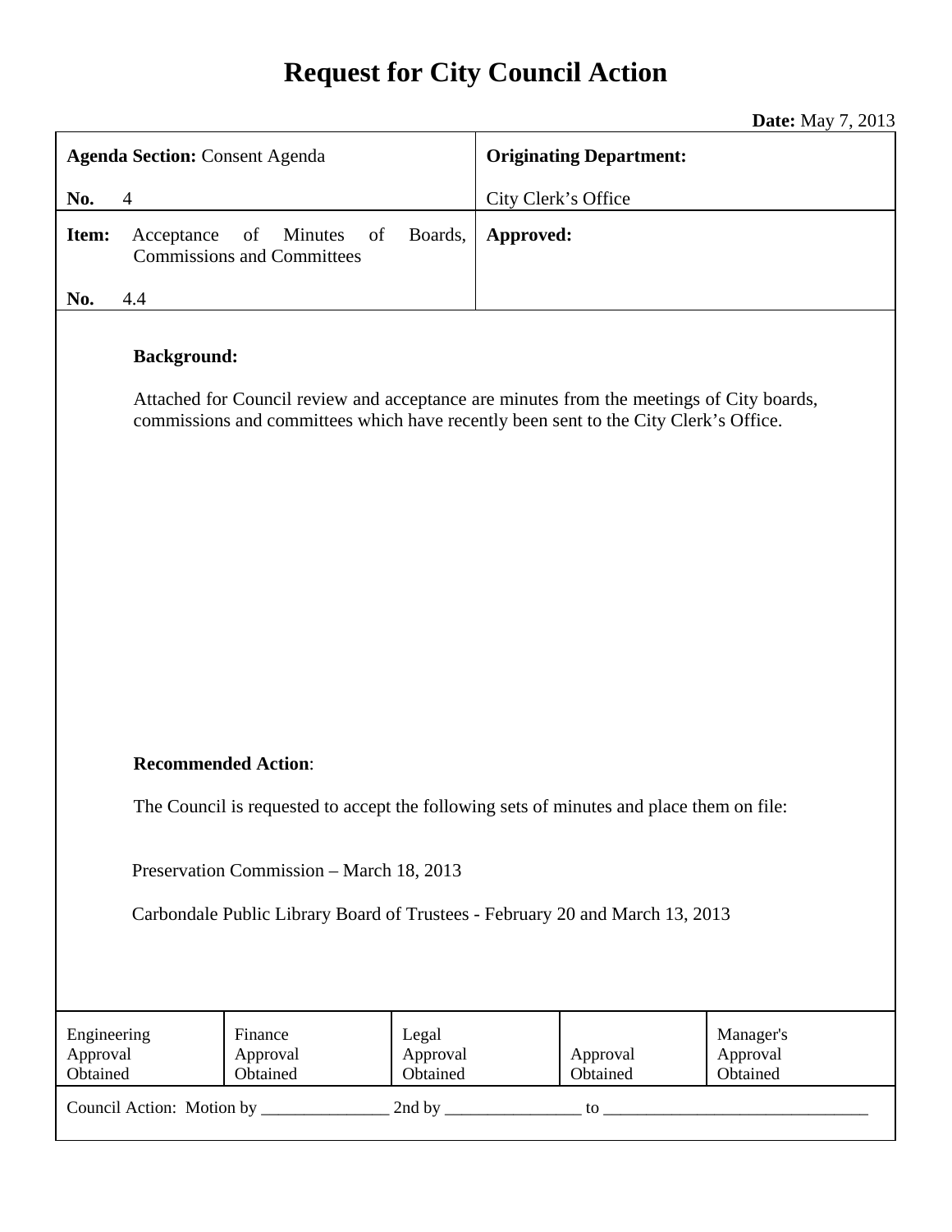# Request for City Council Action

**Date:** May 7, 2013

| **Agenda Section:** Consent Agenda | **Originating Department:** |
|---|---|
| **No.** 4 | City Clerk's Office |
| **Item:** Acceptance of Minutes of Boards, Commissions and Committees | **Approved:** |
| **No.** 4.4 | |

**Background:**

Attached for Council review and acceptance are minutes from the meetings of City boards, commissions and committees which have recently been sent to the City Clerk's Office.

**Recommended Action**:

The Council is requested to accept the following sets of minutes and place them on file:

Preservation Commission – March 18, 2013

Carbondale Public Library Board of Trustees - February 20 and March 13, 2013

| Engineering Approval Obtained | Finance Approval Obtained | Legal Approval Obtained | Approval Obtained | Manager's Approval Obtained |
|---|---|---|---|---|

Council Action: Motion by _______________ 2nd by ________________ to _______________________________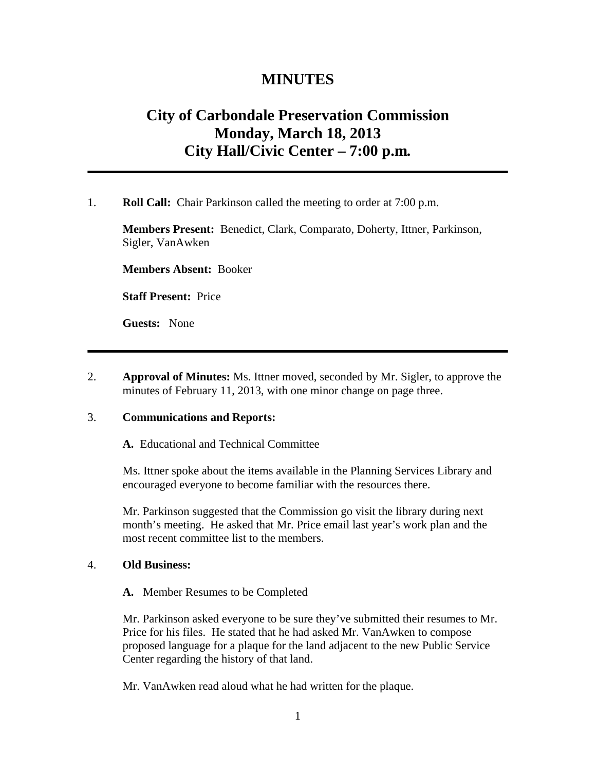# MINUTES

## City of Carbondale Preservation Commission
## Monday, March 18, 2013
## City Hall/Civic Center – 7:00 p.m.

---

1. **Roll Call:** Chair Parkinson called the meeting to order at 7:00 p.m.

   **Members Present:** Benedict, Clark, Comparato, Doherty, Ittner, Parkinson, Sigler, VanAwken

   **Members Absent:** Booker

   **Staff Present:** Price

   **Guests:** None

---

2. **Approval of Minutes:** Ms. Ittner moved, seconded by Mr. Sigler, to approve the minutes of February 11, 2013, with one minor change on page three.

3. **Communications and Reports:**

   **A.** Educational and Technical Committee

   Ms. Ittner spoke about the items available in the Planning Services Library and encouraged everyone to become familiar with the resources there.

   Mr. Parkinson suggested that the Commission go visit the library during next month's meeting. He asked that Mr. Price email last year's work plan and the most recent committee list to the members.

4. **Old Business:**

   **A.** Member Resumes to be Completed

   Mr. Parkinson asked everyone to be sure they've submitted their resumes to Mr. Price for his files. He stated that he had asked Mr. VanAwken to compose proposed language for a plaque for the land adjacent to the new Public Service Center regarding the history of that land.

   Mr. VanAwken read aloud what he had written for the plaque.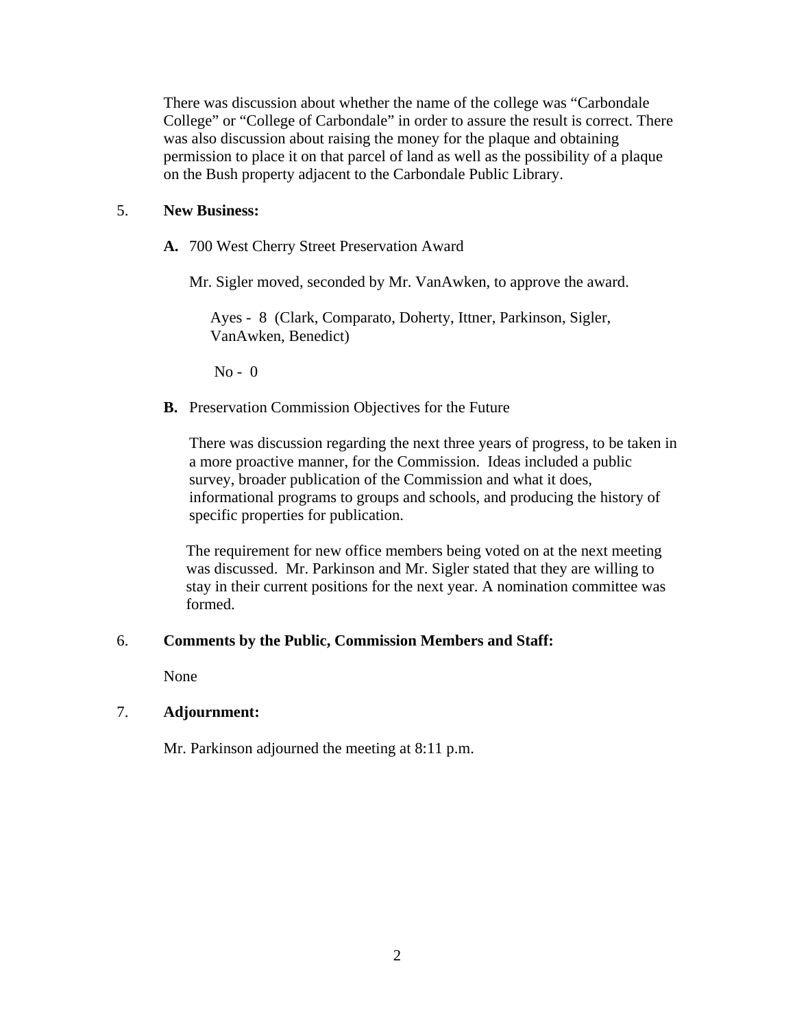There was discussion about whether the name of the college was "Carbondale College" or "College of Carbondale" in order to assure the result is correct. There was also discussion about raising the money for the plaque and obtaining permission to place it on that parcel of land as well as the possibility of a plaque on the Bush property adjacent to the Carbondale Public Library.

5. **New Business:**

   **A.** 700 West Cherry Street Preservation Award

   Mr. Sigler moved, seconded by Mr. VanAwken, to approve the award.

   Ayes - 8 (Clark, Comparato, Doherty, Ittner, Parkinson, Sigler, VanAwken, Benedict)

   No - 0

   **B.** Preservation Commission Objectives for the Future

   There was discussion regarding the next three years of progress, to be taken in a more proactive manner, for the Commission. Ideas included a public survey, broader publication of the Commission and what it does, informational programs to groups and schools, and producing the history of specific properties for publication.

   The requirement for new office members being voted on at the next meeting was discussed. Mr. Parkinson and Mr. Sigler stated that they are willing to stay in their current positions for the next year. A nomination committee was formed.

6. **Comments by the Public, Commission Members and Staff:**

   None

7. **Adjournment:**

   Mr. Parkinson adjourned the meeting at 8:11 p.m.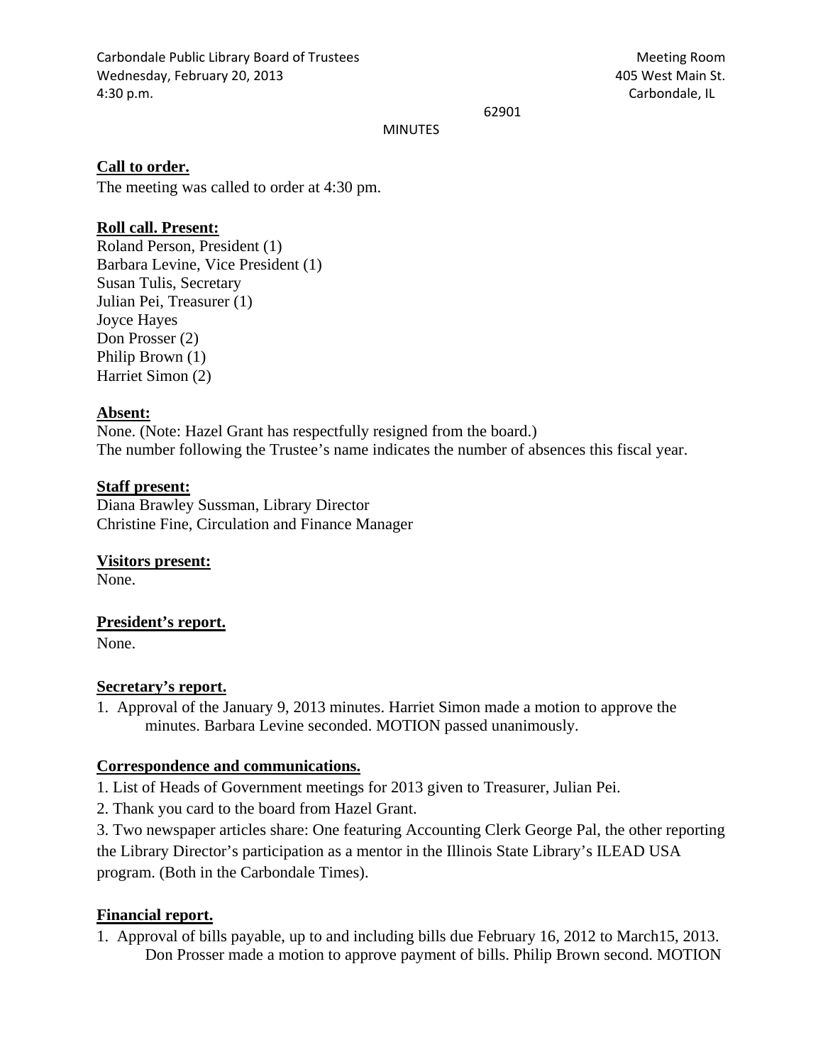Carbondale Public Library Board of Trustees
Wednesday, February 20, 2013
4:30 p.m.

Meeting Room
405 West Main St.
Carbondale, IL
62901

MINUTES

**Call to order.**

The meeting was called to order at 4:30 pm.

**Roll call. Present:**

Roland Person, President (1)
Barbara Levine, Vice President (1)
Susan Tulis, Secretary
Julian Pei, Treasurer (1)
Joyce Hayes
Don Prosser (2)
Philip Brown (1)
Harriet Simon (2)

**Absent:**

None. (Note: Hazel Grant has respectfully resigned from the board.)
The number following the Trustee's name indicates the number of absences this fiscal year.

**Staff present:**

Diana Brawley Sussman, Library Director
Christine Fine, Circulation and Finance Manager

**Visitors present:**

None.

**President's report.**

None.

**Secretary's report.**

1. Approval of the January 9, 2013 minutes. Harriet Simon made a motion to approve the minutes. Barbara Levine seconded. MOTION passed unanimously.

**Correspondence and communications.**

1. List of Heads of Government meetings for 2013 given to Treasurer, Julian Pei.
2. Thank you card to the board from Hazel Grant.
3. Two newspaper articles share: One featuring Accounting Clerk George Pal, the other reporting the Library Director's participation as a mentor in the Illinois State Library's ILEAD USA program. (Both in the Carbondale Times).

**Financial report.**

1. Approval of bills payable, up to and including bills due February 16, 2012 to March15, 2013. Don Prosser made a motion to approve payment of bills. Philip Brown second. MOTION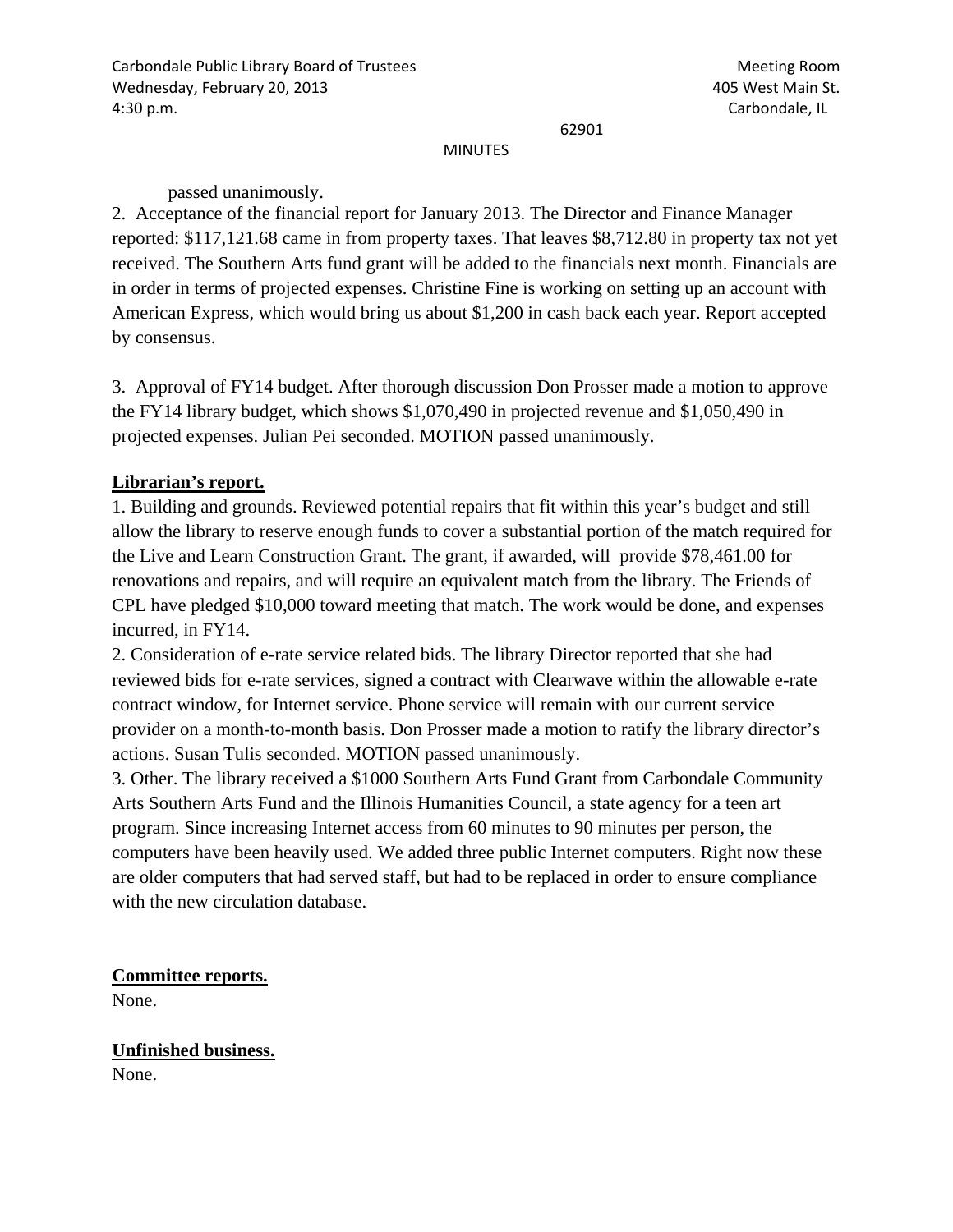passed unanimously.

2. Acceptance of the financial report for January 2013. The Director and Finance Manager reported: $117,121.68 came in from property taxes. That leaves $8,712.80 in property tax not yet received. The Southern Arts fund grant will be added to the financials next month. Financials are in order in terms of projected expenses. Christine Fine is working on setting up an account with American Express, which would bring us about $1,200 in cash back each year. Report accepted by consensus.

3. Approval of FY14 budget. After thorough discussion Don Prosser made a motion to approve the FY14 library budget, which shows $1,070,490 in projected revenue and $1,050,490 in projected expenses. Julian Pei seconded. MOTION passed unanimously.

**Librarian's report.**

1. Building and grounds. Reviewed potential repairs that fit within this year's budget and still allow the library to reserve enough funds to cover a substantial portion of the match required for the Live and Learn Construction Grant. The grant, if awarded, will provide $78,461.00 for renovations and repairs, and will require an equivalent match from the library. The Friends of CPL have pledged $10,000 toward meeting that match. The work would be done, and expenses incurred, in FY14.
2. Consideration of e-rate service related bids. The library Director reported that she had reviewed bids for e-rate services, signed a contract with Clearwave within the allowable e-rate contract window, for Internet service. Phone service will remain with our current service provider on a month-to-month basis. Don Prosser made a motion to ratify the library director's actions. Susan Tulis seconded. MOTION passed unanimously.
3. Other. The library received a $1000 Southern Arts Fund Grant from Carbondale Community Arts Southern Arts Fund and the Illinois Humanities Council, a state agency for a teen art program. Since increasing Internet access from 60 minutes to 90 minutes per person, the computers have been heavily used. We added three public Internet computers. Right now these are older computers that had served staff, but had to be replaced in order to ensure compliance with the new circulation database.

**Committee reports.**

None.

**Unfinished business.**

None.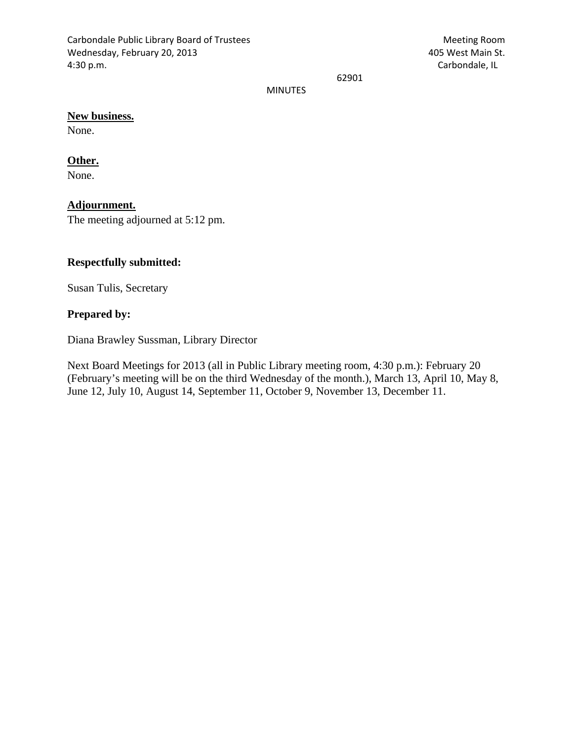Carbondale Public Library Board of Trustees
Wednesday, February 20, 2013
4:30 p.m.

Meeting Room
405 West Main St.
Carbondale, IL 62901

MINUTES

**New business.**
None.

**Other.**
None.

**Adjournment.**
The meeting adjourned at 5:12 pm.

**Respectfully submitted:**

Susan Tulis, Secretary

**Prepared by:**

Diana Brawley Sussman, Library Director

Next Board Meetings for 2013 (all in Public Library meeting room, 4:30 p.m.): February 20 (February's meeting will be on the third Wednesday of the month.), March 13, April 10, May 8, June 12, July 10, August 14, September 11, October 9, November 13, December 11.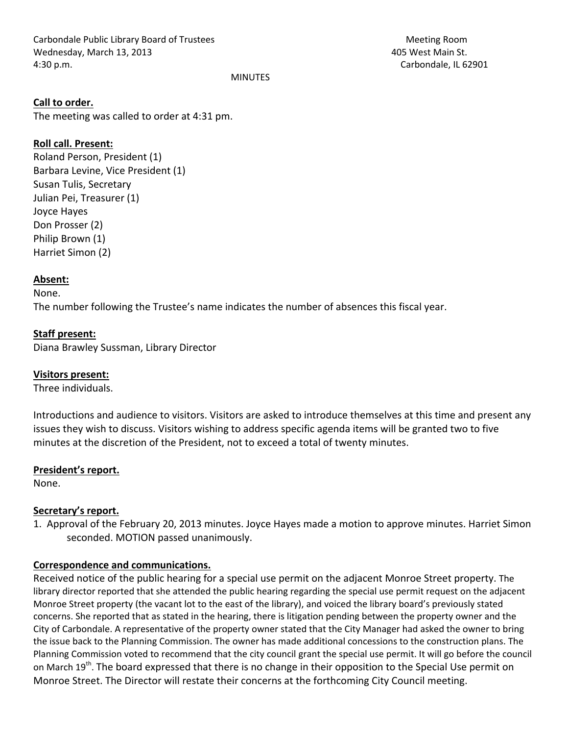Carbondale Public Library Board of Trustees
Wednesday, March 13, 2013
4:30 p.m.

Meeting Room
405 West Main St.
Carbondale, IL 62901

MINUTES

**Call to order.**
The meeting was called to order at 4:31 pm.

**Roll call. Present:**
Roland Person, President (1)
Barbara Levine, Vice President (1)
Susan Tulis, Secretary
Julian Pei, Treasurer (1)
Joyce Hayes
Don Prosser (2)
Philip Brown (1)
Harriet Simon (2)

**Absent:**
None.
The number following the Trustee's name indicates the number of absences this fiscal year.

**Staff present:**
Diana Brawley Sussman, Library Director

**Visitors present:**
Three individuals.

Introductions and audience to visitors. Visitors are asked to introduce themselves at this time and present any issues they wish to discuss. Visitors wishing to address specific agenda items will be granted two to five minutes at the discretion of the President, not to exceed a total of twenty minutes.

**President's report.**
None.

**Secretary's report.**

1. Approval of the February 20, 2013 minutes. Joyce Hayes made a motion to approve minutes. Harriet Simon seconded. MOTION passed unanimously.

**Correspondence and communications.**
Received notice of the public hearing for a special use permit on the adjacent Monroe Street property. The library director reported that she attended the public hearing regarding the special use permit request on the adjacent Monroe Street property (the vacant lot to the east of the library), and voiced the library board's previously stated concerns. She reported that as stated in the hearing, there is litigation pending between the property owner and the City of Carbondale. A representative of the property owner stated that the City Manager had asked the owner to bring the issue back to the Planning Commission. The owner has made additional concessions to the construction plans. The Planning Commission voted to recommend that the city council grant the special use permit. It will go before the council on March 19th. The board expressed that there is no change in their opposition to the Special Use permit on Monroe Street. The Director will restate their concerns at the forthcoming City Council meeting.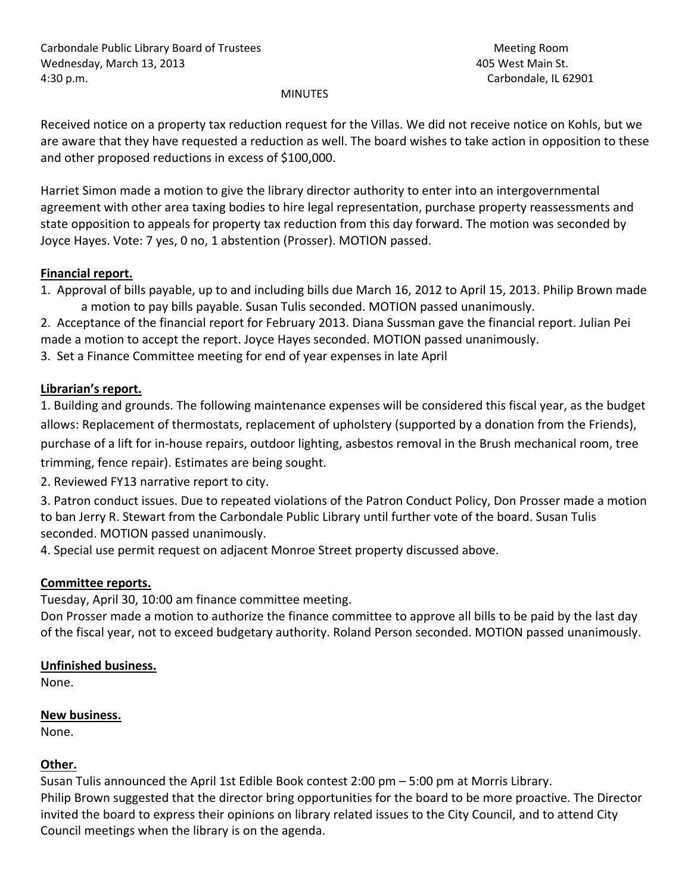Carbondale Public Library Board of Trustees
Wednesday, March 13, 2013
4:30 p.m.

Meeting Room
405 West Main St.
Carbondale, IL 62901

MINUTES

Received notice on a property tax reduction request for the Villas. We did not receive notice on Kohls, but we are aware that they have requested a reduction as well. The board wishes to take action in opposition to these and other proposed reductions in excess of $100,000.

Harriet Simon made a motion to give the library director authority to enter into an intergovernmental agreement with other area taxing bodies to hire legal representation, purchase property reassessments and state opposition to appeals for property tax reduction from this day forward. The motion was seconded by Joyce Hayes. Vote: 7 yes, 0 no, 1 abstention (Prosser). MOTION passed.

**Financial report.**

1. Approval of bills payable, up to and including bills due March 16, 2012 to April 15, 2013. Philip Brown made a motion to pay bills payable. Susan Tulis seconded. MOTION passed unanimously.
2. Acceptance of the financial report for February 2013. Diana Sussman gave the financial report. Julian Pei made a motion to accept the report. Joyce Hayes seconded. MOTION passed unanimously.
3. Set a Finance Committee meeting for end of year expenses in late April

**Librarian's report.**

1. Building and grounds. The following maintenance expenses will be considered this fiscal year, as the budget allows: Replacement of thermostats, replacement of upholstery (supported by a donation from the Friends), purchase of a lift for in-house repairs, outdoor lighting, asbestos removal in the Brush mechanical room, tree trimming, fence repair). Estimates are being sought.
2. Reviewed FY13 narrative report to city.
3. Patron conduct issues. Due to repeated violations of the Patron Conduct Policy, Don Prosser made a motion to ban Jerry R. Stewart from the Carbondale Public Library until further vote of the board. Susan Tulis seconded. MOTION passed unanimously.
4. Special use permit request on adjacent Monroe Street property discussed above.

**Committee reports.**

Tuesday, April 30, 10:00 am finance committee meeting.
Don Prosser made a motion to authorize the finance committee to approve all bills to be paid by the last day of the fiscal year, not to exceed budgetary authority. Roland Person seconded. MOTION passed unanimously.

**Unfinished business.**

None.

**New business.**

None.

**Other.**

Susan Tulis announced the April 1st Edible Book contest 2:00 pm – 5:00 pm at Morris Library.
Philip Brown suggested that the director bring opportunities for the board to be more proactive. The Director invited the board to express their opinions on library related issues to the City Council, and to attend City Council meetings when the library is on the agenda.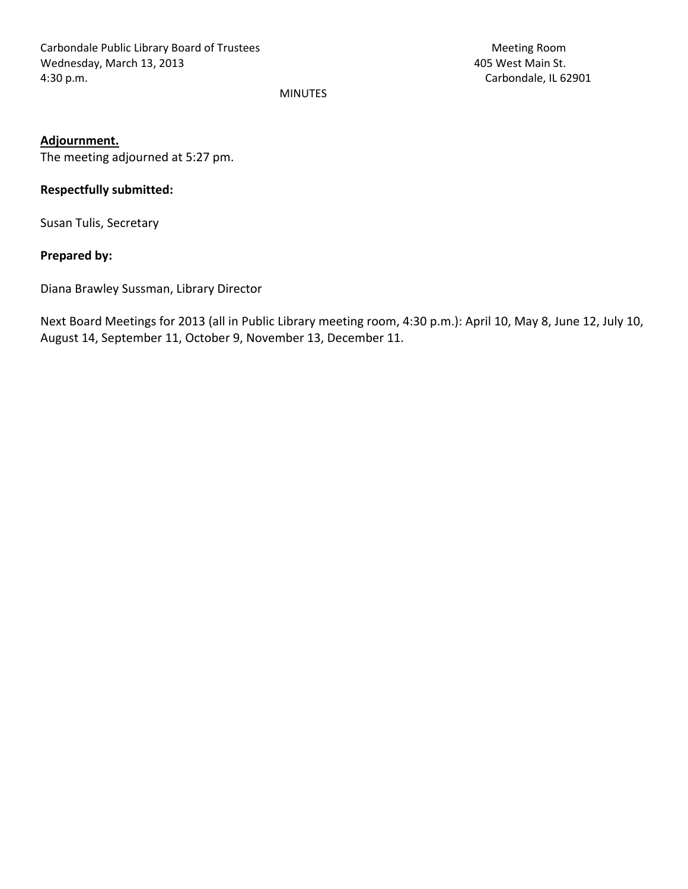Carbondale Public Library Board of Trustees
Wednesday, March 13, 2013
4:30 p.m.

Meeting Room
405 West Main St.
Carbondale, IL 62901

MINUTES

**Adjournment.**
The meeting adjourned at 5:27 pm.

**Respectfully submitted:**

Susan Tulis, Secretary

**Prepared by:**

Diana Brawley Sussman, Library Director

Next Board Meetings for 2013 (all in Public Library meeting room, 4:30 p.m.): April 10, May 8, June 12, July 10, August 14, September 11, October 9, November 13, December 11.